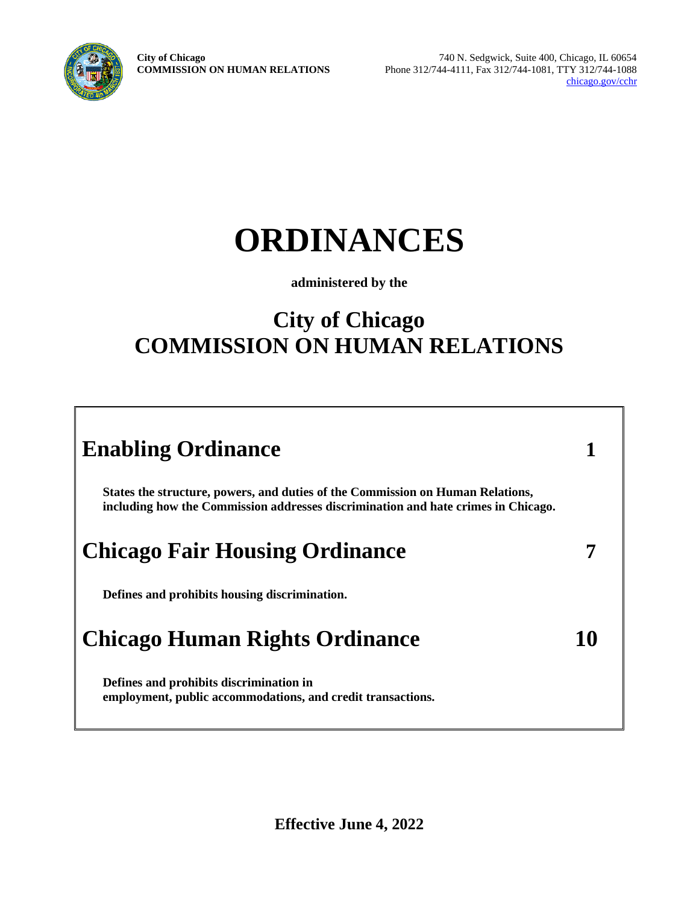**City of Chicago**
**COMMISSION ON HUMAN RELATIONS**

740 N. Sedgwick, Suite 400, Chicago, IL 60654
Phone 312/744-4111, Fax 312/744-1081, TTY 312/744-1088
chicago.gov/cchr

# ORDINANCES

**administered by the**

## City of Chicago
## COMMISSION ON HUMAN RELATIONS

| | |
|---|---|
| **Enabling Ordinance** | **1** |
| **States the structure, powers, and duties of the Commission on Human Relations, including how the Commission addresses discrimination and hate crimes in Chicago.** | |
| **Chicago Fair Housing Ordinance** | **7** |
| **Defines and prohibits housing discrimination.** | |
| **Chicago Human Rights Ordinance** | **10** |
| **Defines and prohibits discrimination in employment, public accommodations, and credit transactions.** | |

**Effective June 4, 2022**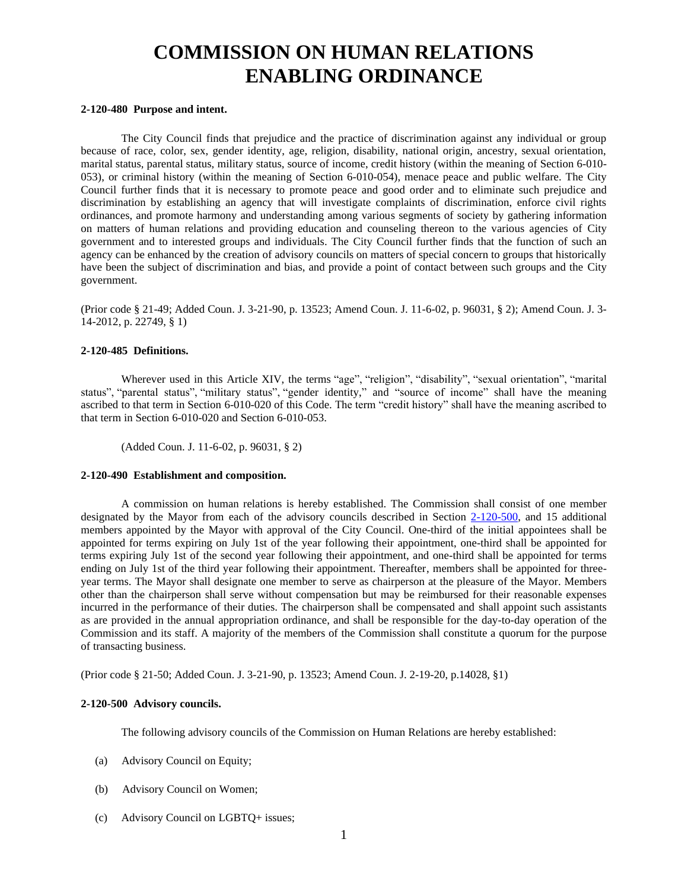# COMMISSION ON HUMAN RELATIONS ENABLING ORDINANCE

**2-120-480 Purpose and intent.**

The City Council finds that prejudice and the practice of discrimination against any individual or group because of race, color, sex, gender identity, age, religion, disability, national origin, ancestry, sexual orientation, marital status, parental status, military status, source of income, credit history (within the meaning of Section 6-010-053), or criminal history (within the meaning of Section 6-010-054), menace peace and public welfare. The City Council further finds that it is necessary to promote peace and good order and to eliminate such prejudice and discrimination by establishing an agency that will investigate complaints of discrimination, enforce civil rights ordinances, and promote harmony and understanding among various segments of society by gathering information on matters of human relations and providing education and counseling thereon to the various agencies of City government and to interested groups and individuals. The City Council further finds that the function of such an agency can be enhanced by the creation of advisory councils on matters of special concern to groups that historically have been the subject of discrimination and bias, and provide a point of contact between such groups and the City government.

(Prior code § 21-49; Added Coun. J. 3-21-90, p. 13523; Amend Coun. J. 11-6-02, p. 96031, § 2); Amend Coun. J. 3-14-2012, p. 22749, § 1)

**2-120-485 Definitions.**

Wherever used in this Article XIV, the terms "age", "religion", "disability", "sexual orientation", "marital status", "parental status", "military status", "gender identity," and "source of income" shall have the meaning ascribed to that term in Section 6-010-020 of this Code. The term "credit history" shall have the meaning ascribed to that term in Section 6-010-020 and Section 6-010-053.

(Added Coun. J. 11-6-02, p. 96031, § 2)

**2-120-490 Establishment and composition.**

A commission on human relations is hereby established. The Commission shall consist of one member designated by the Mayor from each of the advisory councils described in Section 2-120-500, and 15 additional members appointed by the Mayor with approval of the City Council. One-third of the initial appointees shall be appointed for terms expiring on July 1st of the year following their appointment, one-third shall be appointed for terms expiring July 1st of the second year following their appointment, and one-third shall be appointed for terms ending on July 1st of the third year following their appointment. Thereafter, members shall be appointed for three-year terms. The Mayor shall designate one member to serve as chairperson at the pleasure of the Mayor. Members other than the chairperson shall serve without compensation but may be reimbursed for their reasonable expenses incurred in the performance of their duties. The chairperson shall be compensated and shall appoint such assistants as are provided in the annual appropriation ordinance, and shall be responsible for the day-to-day operation of the Commission and its staff. A majority of the members of the Commission shall constitute a quorum for the purpose of transacting business.

(Prior code § 21-50; Added Coun. J. 3-21-90, p. 13523; Amend Coun. J. 2-19-20, p.14028, §1)

**2-120-500 Advisory councils.**

The following advisory councils of the Commission on Human Relations are hereby established:

(a) Advisory Council on Equity;

(b) Advisory Council on Women;

(c) Advisory Council on LGBTQ+ issues;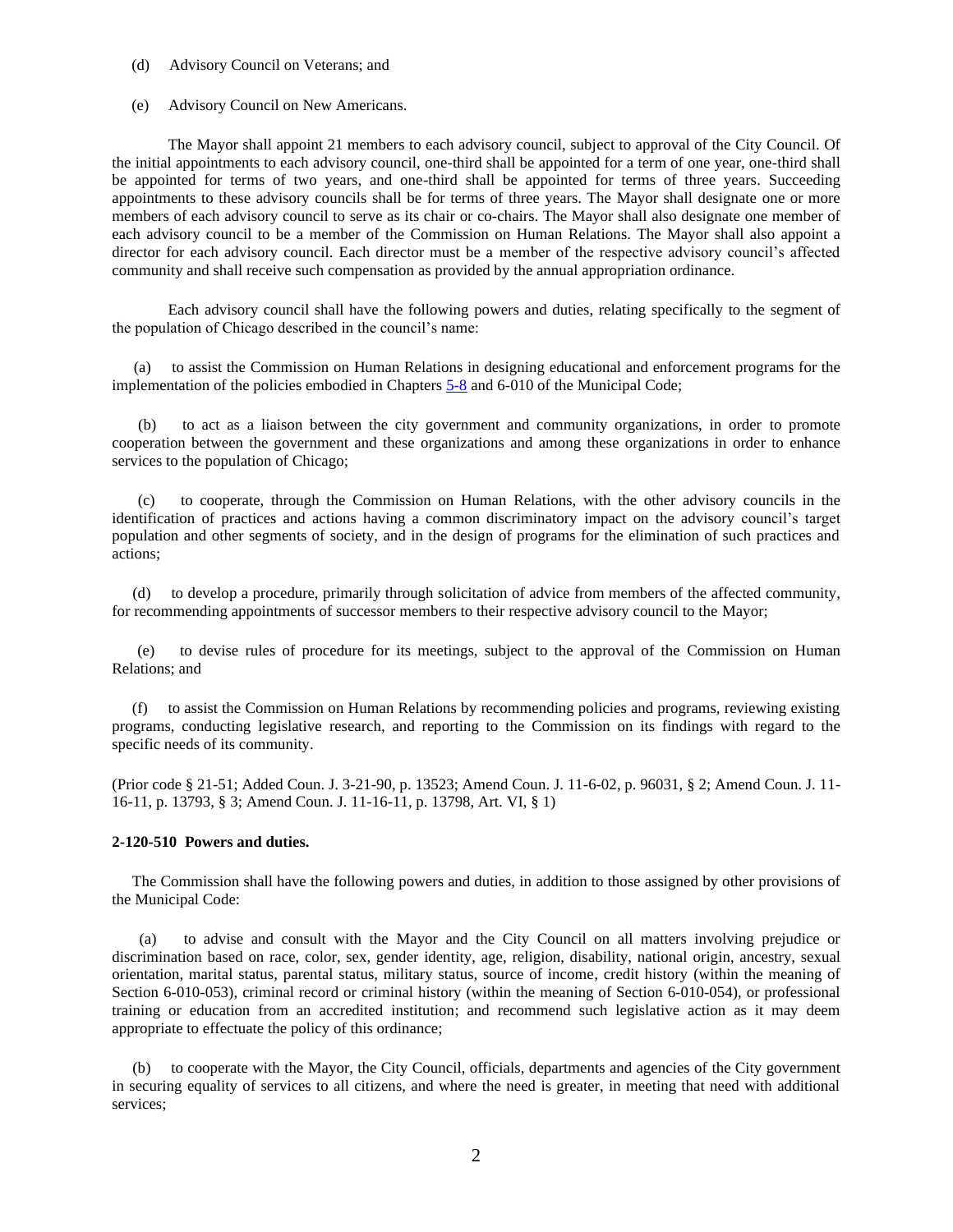(d) Advisory Council on Veterans; and

(e) Advisory Council on New Americans.

The Mayor shall appoint 21 members to each advisory council, subject to approval of the City Council. Of the initial appointments to each advisory council, one-third shall be appointed for a term of one year, one-third shall be appointed for terms of two years, and one-third shall be appointed for terms of three years. Succeeding appointments to these advisory councils shall be for terms of three years. The Mayor shall designate one or more members of each advisory council to serve as its chair or co-chairs. The Mayor shall also designate one member of each advisory council to be a member of the Commission on Human Relations. The Mayor shall also appoint a director for each advisory council. Each director must be a member of the respective advisory council's affected community and shall receive such compensation as provided by the annual appropriation ordinance.

Each advisory council shall have the following powers and duties, relating specifically to the segment of the population of Chicago described in the council's name:

(a) to assist the Commission on Human Relations in designing educational and enforcement programs for the implementation of the policies embodied in Chapters 5-8 and 6-010 of the Municipal Code;

(b) to act as a liaison between the city government and community organizations, in order to promote cooperation between the government and these organizations and among these organizations in order to enhance services to the population of Chicago;

(c) to cooperate, through the Commission on Human Relations, with the other advisory councils in the identification of practices and actions having a common discriminatory impact on the advisory council's target population and other segments of society, and in the design of programs for the elimination of such practices and actions;

(d) to develop a procedure, primarily through solicitation of advice from members of the affected community, for recommending appointments of successor members to their respective advisory council to the Mayor;

(e) to devise rules of procedure for its meetings, subject to the approval of the Commission on Human Relations; and

(f) to assist the Commission on Human Relations by recommending policies and programs, reviewing existing programs, conducting legislative research, and reporting to the Commission on its findings with regard to the specific needs of its community.

(Prior code § 21-51; Added Coun. J. 3-21-90, p. 13523; Amend Coun. J. 11-6-02, p. 96031, § 2; Amend Coun. J. 11-16-11, p. 13793, § 3; Amend Coun. J. 11-16-11, p. 13798, Art. VI, § 1)

**2-120-510 Powers and duties.**

The Commission shall have the following powers and duties, in addition to those assigned by other provisions of the Municipal Code:

(a) to advise and consult with the Mayor and the City Council on all matters involving prejudice or discrimination based on race, color, sex, gender identity, age, religion, disability, national origin, ancestry, sexual orientation, marital status, parental status, military status, source of income, credit history (within the meaning of Section 6-010-053), criminal record or criminal history (within the meaning of Section 6-010-054), or professional training or education from an accredited institution; and recommend such legislative action as it may deem appropriate to effectuate the policy of this ordinance;

(b) to cooperate with the Mayor, the City Council, officials, departments and agencies of the City government in securing equality of services to all citizens, and where the need is greater, in meeting that need with additional services;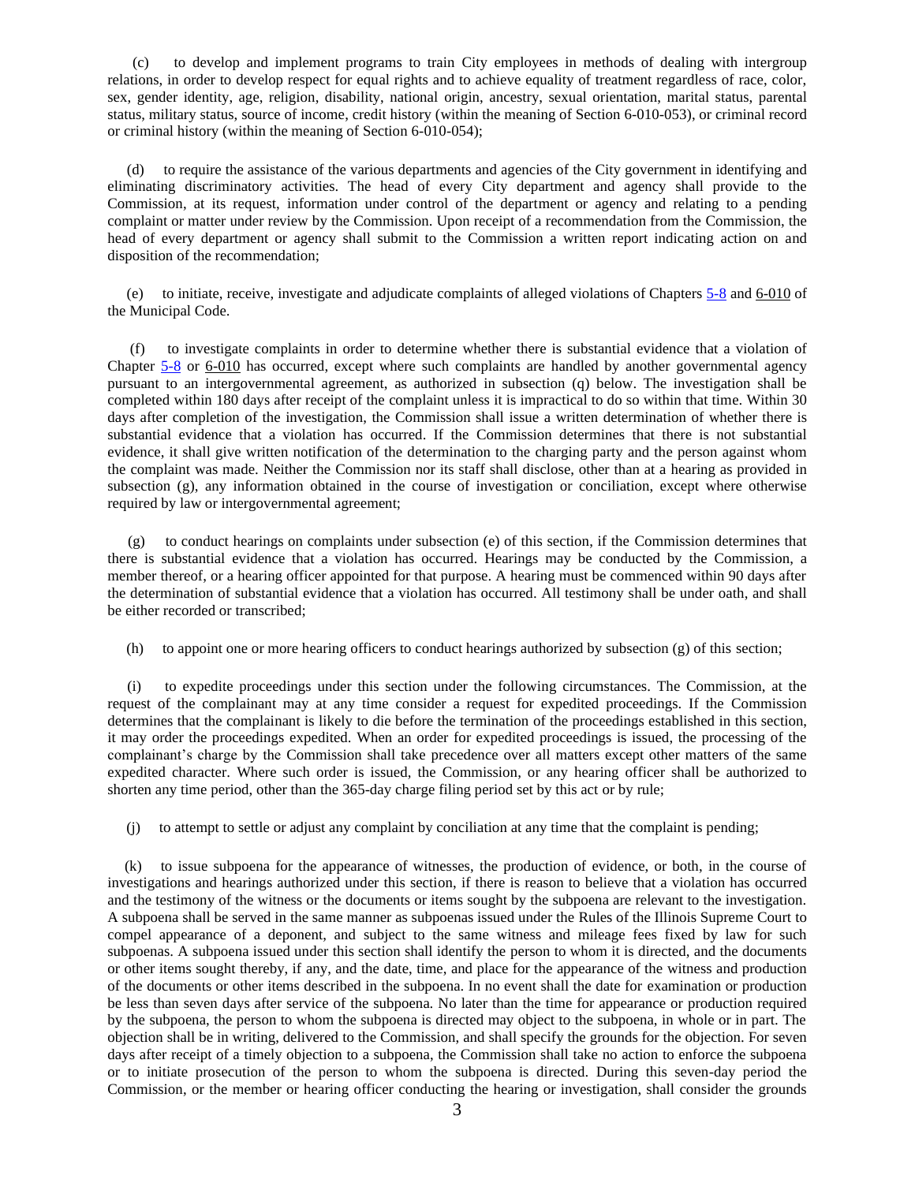(c) to develop and implement programs to train City employees in methods of dealing with intergroup relations, in order to develop respect for equal rights and to achieve equality of treatment regardless of race, color, sex, gender identity, age, religion, disability, national origin, ancestry, sexual orientation, marital status, parental status, military status, source of income, credit history (within the meaning of Section 6-010-053), or criminal record or criminal history (within the meaning of Section 6-010-054);

(d) to require the assistance of the various departments and agencies of the City government in identifying and eliminating discriminatory activities. The head of every City department and agency shall provide to the Commission, at its request, information under control of the department or agency and relating to a pending complaint or matter under review by the Commission. Upon receipt of a recommendation from the Commission, the head of every department or agency shall submit to the Commission a written report indicating action on and disposition of the recommendation;

(e) to initiate, receive, investigate and adjudicate complaints of alleged violations of Chapters 5-8 and 6-010 of the Municipal Code.

(f) to investigate complaints in order to determine whether there is substantial evidence that a violation of Chapter 5-8 or 6-010 has occurred, except where such complaints are handled by another governmental agency pursuant to an intergovernmental agreement, as authorized in subsection (q) below. The investigation shall be completed within 180 days after receipt of the complaint unless it is impractical to do so within that time. Within 30 days after completion of the investigation, the Commission shall issue a written determination of whether there is substantial evidence that a violation has occurred. If the Commission determines that there is not substantial evidence, it shall give written notification of the determination to the charging party and the person against whom the complaint was made. Neither the Commission nor its staff shall disclose, other than at a hearing as provided in subsection (g), any information obtained in the course of investigation or conciliation, except where otherwise required by law or intergovernmental agreement;

(g) to conduct hearings on complaints under subsection (e) of this section, if the Commission determines that there is substantial evidence that a violation has occurred. Hearings may be conducted by the Commission, a member thereof, or a hearing officer appointed for that purpose. A hearing must be commenced within 90 days after the determination of substantial evidence that a violation has occurred. All testimony shall be under oath, and shall be either recorded or transcribed;

(h) to appoint one or more hearing officers to conduct hearings authorized by subsection (g) of this section;

(i) to expedite proceedings under this section under the following circumstances. The Commission, at the request of the complainant may at any time consider a request for expedited proceedings. If the Commission determines that the complainant is likely to die before the termination of the proceedings established in this section, it may order the proceedings expedited. When an order for expedited proceedings is issued, the processing of the complainant's charge by the Commission shall take precedence over all matters except other matters of the same expedited character. Where such order is issued, the Commission, or any hearing officer shall be authorized to shorten any time period, other than the 365-day charge filing period set by this act or by rule;

(j) to attempt to settle or adjust any complaint by conciliation at any time that the complaint is pending;

(k) to issue subpoena for the appearance of witnesses, the production of evidence, or both, in the course of investigations and hearings authorized under this section, if there is reason to believe that a violation has occurred and the testimony of the witness or the documents or items sought by the subpoena are relevant to the investigation. A subpoena shall be served in the same manner as subpoenas issued under the Rules of the Illinois Supreme Court to compel appearance of a deponent, and subject to the same witness and mileage fees fixed by law for such subpoenas. A subpoena issued under this section shall identify the person to whom it is directed, and the documents or other items sought thereby, if any, and the date, time, and place for the appearance of the witness and production of the documents or other items described in the subpoena. In no event shall the date for examination or production be less than seven days after service of the subpoena. No later than the time for appearance or production required by the subpoena, the person to whom the subpoena is directed may object to the subpoena, in whole or in part. The objection shall be in writing, delivered to the Commission, and shall specify the grounds for the objection. For seven days after receipt of a timely objection to a subpoena, the Commission shall take no action to enforce the subpoena or to initiate prosecution of the person to whom the subpoena is directed. During this seven-day period the Commission, or the member or hearing officer conducting the hearing or investigation, shall consider the grounds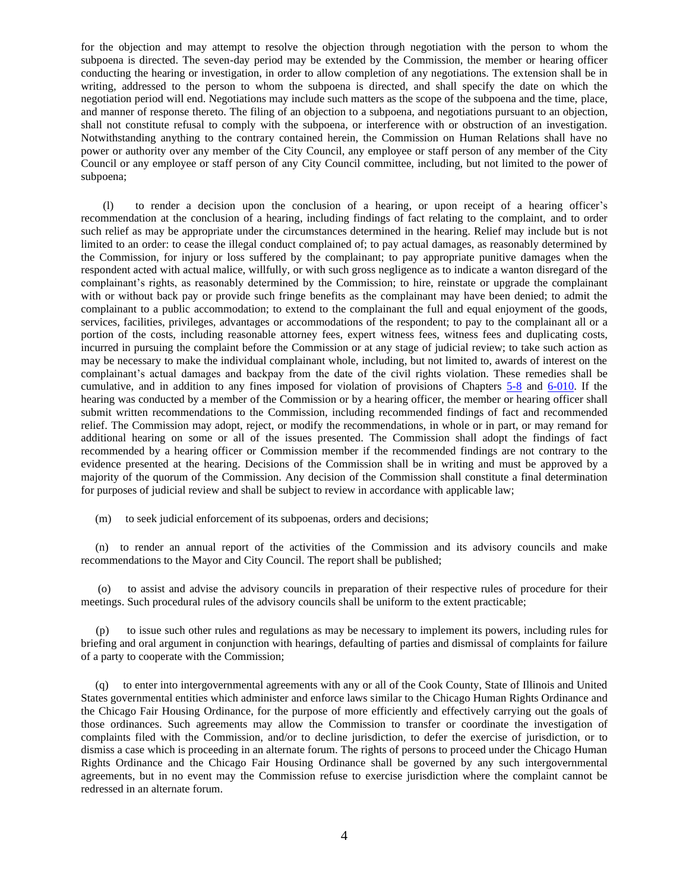for the objection and may attempt to resolve the objection through negotiation with the person to whom the subpoena is directed. The seven-day period may be extended by the Commission, the member or hearing officer conducting the hearing or investigation, in order to allow completion of any negotiations. The extension shall be in writing, addressed to the person to whom the subpoena is directed, and shall specify the date on which the negotiation period will end. Negotiations may include such matters as the scope of the subpoena and the time, place, and manner of response thereto. The filing of an objection to a subpoena, and negotiations pursuant to an objection, shall not constitute refusal to comply with the subpoena, or interference with or obstruction of an investigation. Notwithstanding anything to the contrary contained herein, the Commission on Human Relations shall have no power or authority over any member of the City Council, any employee or staff person of any member of the City Council or any employee or staff person of any City Council committee, including, but not limited to the power of subpoena;

(l) to render a decision upon the conclusion of a hearing, or upon receipt of a hearing officer's recommendation at the conclusion of a hearing, including findings of fact relating to the complaint, and to order such relief as may be appropriate under the circumstances determined in the hearing. Relief may include but is not limited to an order: to cease the illegal conduct complained of; to pay actual damages, as reasonably determined by the Commission, for injury or loss suffered by the complainant; to pay appropriate punitive damages when the respondent acted with actual malice, willfully, or with such gross negligence as to indicate a wanton disregard of the complainant's rights, as reasonably determined by the Commission; to hire, reinstate or upgrade the complainant with or without back pay or provide such fringe benefits as the complainant may have been denied; to admit the complainant to a public accommodation; to extend to the complainant the full and equal enjoyment of the goods, services, facilities, privileges, advantages or accommodations of the respondent; to pay to the complainant all or a portion of the costs, including reasonable attorney fees, expert witness fees, witness fees and duplicating costs, incurred in pursuing the complaint before the Commission or at any stage of judicial review; to take such action as may be necessary to make the individual complainant whole, including, but not limited to, awards of interest on the complainant's actual damages and backpay from the date of the civil rights violation. These remedies shall be cumulative, and in addition to any fines imposed for violation of provisions of Chapters 5-8 and 6-010. If the hearing was conducted by a member of the Commission or by a hearing officer, the member or hearing officer shall submit written recommendations to the Commission, including recommended findings of fact and recommended relief. The Commission may adopt, reject, or modify the recommendations, in whole or in part, or may remand for additional hearing on some or all of the issues presented. The Commission shall adopt the findings of fact recommended by a hearing officer or Commission member if the recommended findings are not contrary to the evidence presented at the hearing. Decisions of the Commission shall be in writing and must be approved by a majority of the quorum of the Commission. Any decision of the Commission shall constitute a final determination for purposes of judicial review and shall be subject to review in accordance with applicable law;

(m) to seek judicial enforcement of its subpoenas, orders and decisions;

(n) to render an annual report of the activities of the Commission and its advisory councils and make recommendations to the Mayor and City Council. The report shall be published;

(o) to assist and advise the advisory councils in preparation of their respective rules of procedure for their meetings. Such procedural rules of the advisory councils shall be uniform to the extent practicable;

(p) to issue such other rules and regulations as may be necessary to implement its powers, including rules for briefing and oral argument in conjunction with hearings, defaulting of parties and dismissal of complaints for failure of a party to cooperate with the Commission;

(q) to enter into intergovernmental agreements with any or all of the Cook County, State of Illinois and United States governmental entities which administer and enforce laws similar to the Chicago Human Rights Ordinance and the Chicago Fair Housing Ordinance, for the purpose of more efficiently and effectively carrying out the goals of those ordinances. Such agreements may allow the Commission to transfer or coordinate the investigation of complaints filed with the Commission, and/or to decline jurisdiction, to defer the exercise of jurisdiction, or to dismiss a case which is proceeding in an alternate forum. The rights of persons to proceed under the Chicago Human Rights Ordinance and the Chicago Fair Housing Ordinance shall be governed by any such intergovernmental agreements, but in no event may the Commission refuse to exercise jurisdiction where the complaint cannot be redressed in an alternate forum.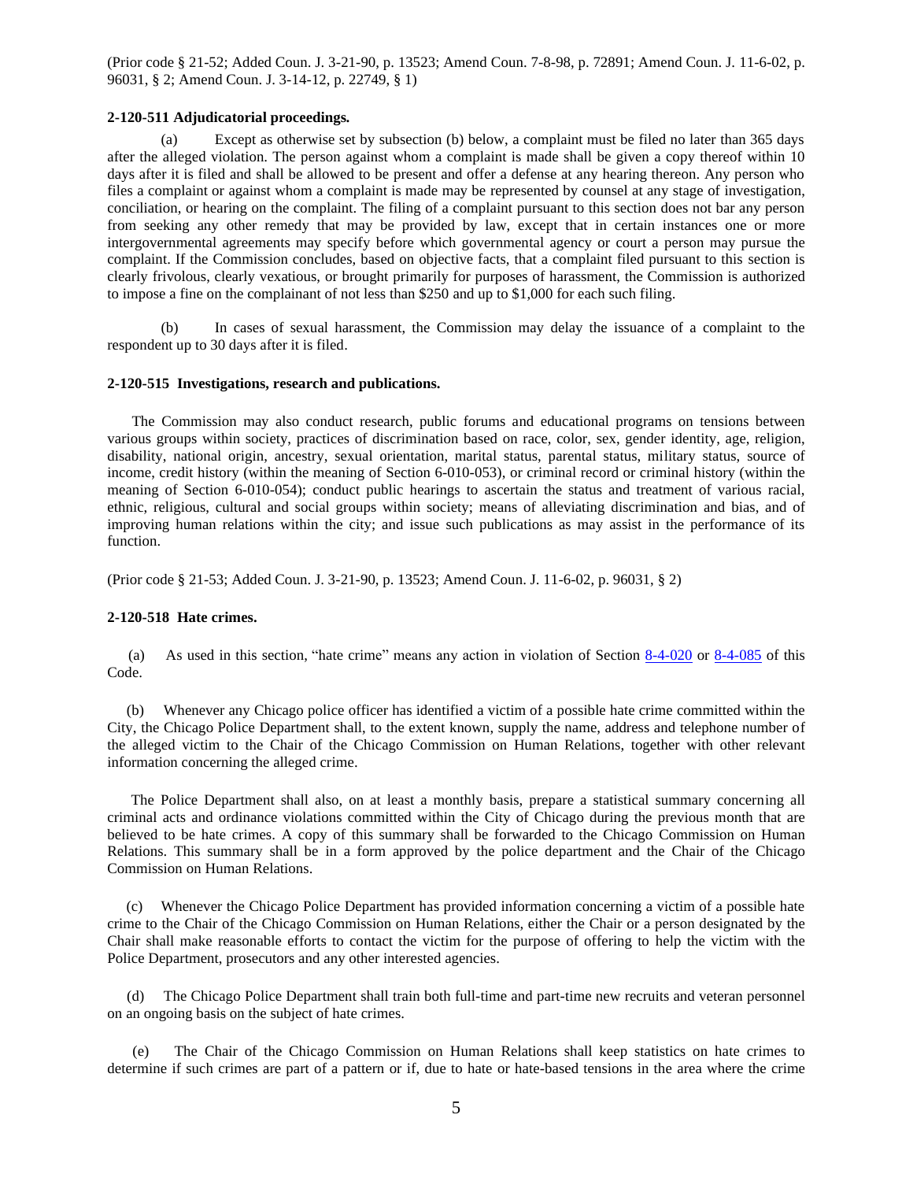(Prior code § 21-52; Added Coun. J. 3-21-90, p. 13523; Amend Coun. 7-8-98, p. 72891; Amend Coun. J. 11-6-02, p. 96031, § 2; Amend Coun. J. 3-14-12, p. 22749, § 1)

**2-120-511 Adjudicatorial proceedings.**

(a) Except as otherwise set by subsection (b) below, a complaint must be filed no later than 365 days after the alleged violation. The person against whom a complaint is made shall be given a copy thereof within 10 days after it is filed and shall be allowed to be present and offer a defense at any hearing thereon. Any person who files a complaint or against whom a complaint is made may be represented by counsel at any stage of investigation, conciliation, or hearing on the complaint. The filing of a complaint pursuant to this section does not bar any person from seeking any other remedy that may be provided by law, except that in certain instances one or more intergovernmental agreements may specify before which governmental agency or court a person may pursue the complaint. If the Commission concludes, based on objective facts, that a complaint filed pursuant to this section is clearly frivolous, clearly vexatious, or brought primarily for purposes of harassment, the Commission is authorized to impose a fine on the complainant of not less than $250 and up to $1,000 for each such filing.

(b) In cases of sexual harassment, the Commission may delay the issuance of a complaint to the respondent up to 30 days after it is filed.

**2-120-515 Investigations, research and publications.**

The Commission may also conduct research, public forums and educational programs on tensions between various groups within society, practices of discrimination based on race, color, sex, gender identity, age, religion, disability, national origin, ancestry, sexual orientation, marital status, parental status, military status, source of income, credit history (within the meaning of Section 6-010-053), or criminal record or criminal history (within the meaning of Section 6-010-054); conduct public hearings to ascertain the status and treatment of various racial, ethnic, religious, cultural and social groups within society; means of alleviating discrimination and bias, and of improving human relations within the city; and issue such publications as may assist in the performance of its function.

(Prior code § 21-53; Added Coun. J. 3-21-90, p. 13523; Amend Coun. J. 11-6-02, p. 96031, § 2)

**2-120-518 Hate crimes.**

(a) As used in this section, "hate crime" means any action in violation of Section 8-4-020 or 8-4-085 of this Code.

(b) Whenever any Chicago police officer has identified a victim of a possible hate crime committed within the City, the Chicago Police Department shall, to the extent known, supply the name, address and telephone number of the alleged victim to the Chair of the Chicago Commission on Human Relations, together with other relevant information concerning the alleged crime.

The Police Department shall also, on at least a monthly basis, prepare a statistical summary concerning all criminal acts and ordinance violations committed within the City of Chicago during the previous month that are believed to be hate crimes. A copy of this summary shall be forwarded to the Chicago Commission on Human Relations. This summary shall be in a form approved by the police department and the Chair of the Chicago Commission on Human Relations.

(c) Whenever the Chicago Police Department has provided information concerning a victim of a possible hate crime to the Chair of the Chicago Commission on Human Relations, either the Chair or a person designated by the Chair shall make reasonable efforts to contact the victim for the purpose of offering to help the victim with the Police Department, prosecutors and any other interested agencies.

(d) The Chicago Police Department shall train both full-time and part-time new recruits and veteran personnel on an ongoing basis on the subject of hate crimes.

(e) The Chair of the Chicago Commission on Human Relations shall keep statistics on hate crimes to determine if such crimes are part of a pattern or if, due to hate or hate-based tensions in the area where the crime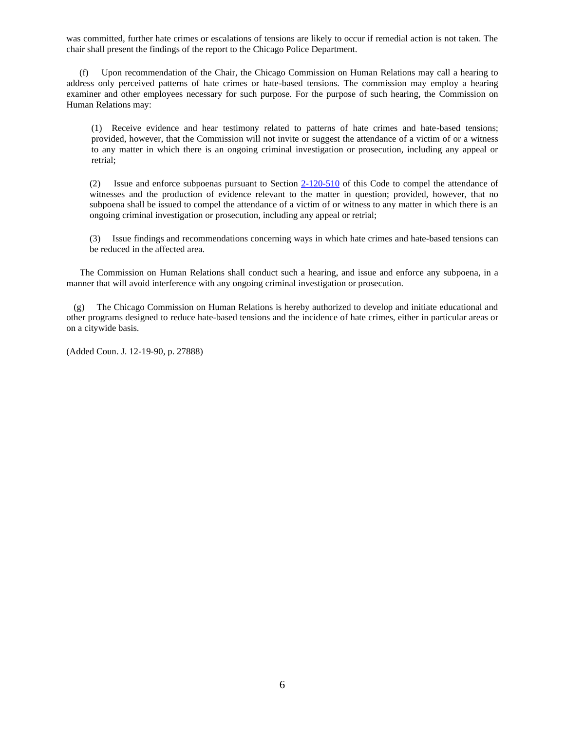was committed, further hate crimes or escalations of tensions are likely to occur if remedial action is not taken. The chair shall present the findings of the report to the Chicago Police Department.

(f) Upon recommendation of the Chair, the Chicago Commission on Human Relations may call a hearing to address only perceived patterns of hate crimes or hate-based tensions. The commission may employ a hearing examiner and other employees necessary for such purpose. For the purpose of such hearing, the Commission on Human Relations may:

(1) Receive evidence and hear testimony related to patterns of hate crimes and hate-based tensions; provided, however, that the Commission will not invite or suggest the attendance of a victim of or a witness to any matter in which there is an ongoing criminal investigation or prosecution, including any appeal or retrial;

(2) Issue and enforce subpoenas pursuant to Section 2-120-510 of this Code to compel the attendance of witnesses and the production of evidence relevant to the matter in question; provided, however, that no subpoena shall be issued to compel the attendance of a victim of or witness to any matter in which there is an ongoing criminal investigation or prosecution, including any appeal or retrial;

(3) Issue findings and recommendations concerning ways in which hate crimes and hate-based tensions can be reduced in the affected area.

The Commission on Human Relations shall conduct such a hearing, and issue and enforce any subpoena, in a manner that will avoid interference with any ongoing criminal investigation or prosecution.

(g) The Chicago Commission on Human Relations is hereby authorized to develop and initiate educational and other programs designed to reduce hate-based tensions and the incidence of hate crimes, either in particular areas or on a citywide basis.

(Added Coun. J. 12-19-90, p. 27888)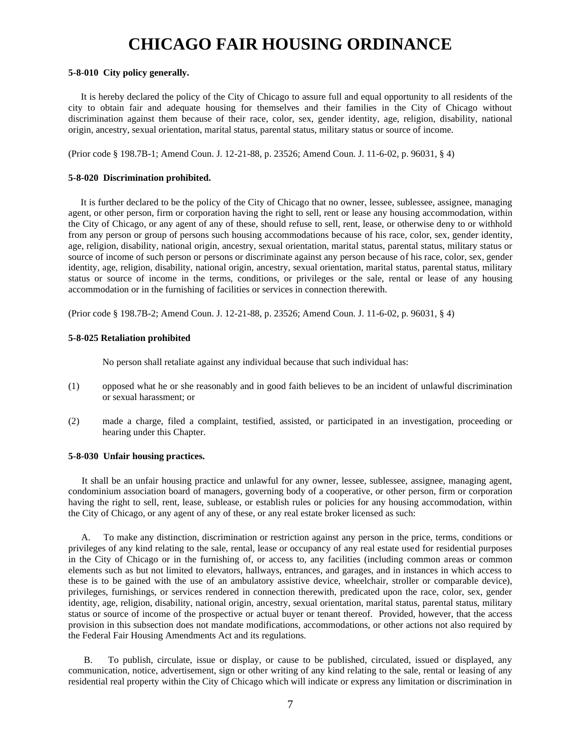# CHICAGO FAIR HOUSING ORDINANCE

**5-8-010 City policy generally.**

It is hereby declared the policy of the City of Chicago to assure full and equal opportunity to all residents of the city to obtain fair and adequate housing for themselves and their families in the City of Chicago without discrimination against them because of their race, color, sex, gender identity, age, religion, disability, national origin, ancestry, sexual orientation, marital status, parental status, military status or source of income.

(Prior code § 198.7B-1; Amend Coun. J. 12-21-88, p. 23526; Amend Coun. J. 11-6-02, p. 96031, § 4)

**5-8-020 Discrimination prohibited.**

It is further declared to be the policy of the City of Chicago that no owner, lessee, sublessee, assignee, managing agent, or other person, firm or corporation having the right to sell, rent or lease any housing accommodation, within the City of Chicago, or any agent of any of these, should refuse to sell, rent, lease, or otherwise deny to or withhold from any person or group of persons such housing accommodations because of his race, color, sex, gender identity, age, religion, disability, national origin, ancestry, sexual orientation, marital status, parental status, military status or source of income of such person or persons or discriminate against any person because of his race, color, sex, gender identity, age, religion, disability, national origin, ancestry, sexual orientation, marital status, parental status, military status or source of income in the terms, conditions, or privileges or the sale, rental or lease of any housing accommodation or in the furnishing of facilities or services in connection therewith.

(Prior code § 198.7B-2; Amend Coun. J. 12-21-88, p. 23526; Amend Coun. J. 11-6-02, p. 96031, § 4)

**5-8-025 Retaliation prohibited**

No person shall retaliate against any individual because that such individual has:

(1) opposed what he or she reasonably and in good faith believes to be an incident of unlawful discrimination or sexual harassment; or

(2) made a charge, filed a complaint, testified, assisted, or participated in an investigation, proceeding or hearing under this Chapter.

**5-8-030 Unfair housing practices.**

It shall be an unfair housing practice and unlawful for any owner, lessee, sublessee, assignee, managing agent, condominium association board of managers, governing body of a cooperative, or other person, firm or corporation having the right to sell, rent, lease, sublease, or establish rules or policies for any housing accommodation, within the City of Chicago, or any agent of any of these, or any real estate broker licensed as such:

A. To make any distinction, discrimination or restriction against any person in the price, terms, conditions or privileges of any kind relating to the sale, rental, lease or occupancy of any real estate used for residential purposes in the City of Chicago or in the furnishing of, or access to, any facilities (including common areas or common elements such as but not limited to elevators, hallways, entrances, and garages, and in instances in which access to these is to be gained with the use of an ambulatory assistive device, wheelchair, stroller or comparable device), privileges, furnishings, or services rendered in connection therewith, predicated upon the race, color, sex, gender identity, age, religion, disability, national origin, ancestry, sexual orientation, marital status, parental status, military status or source of income of the prospective or actual buyer or tenant thereof. Provided, however, that the access provision in this subsection does not mandate modifications, accommodations, or other actions not also required by the Federal Fair Housing Amendments Act and its regulations.

B. To publish, circulate, issue or display, or cause to be published, circulated, issued or displayed, any communication, notice, advertisement, sign or other writing of any kind relating to the sale, rental or leasing of any residential real property within the City of Chicago which will indicate or express any limitation or discrimination in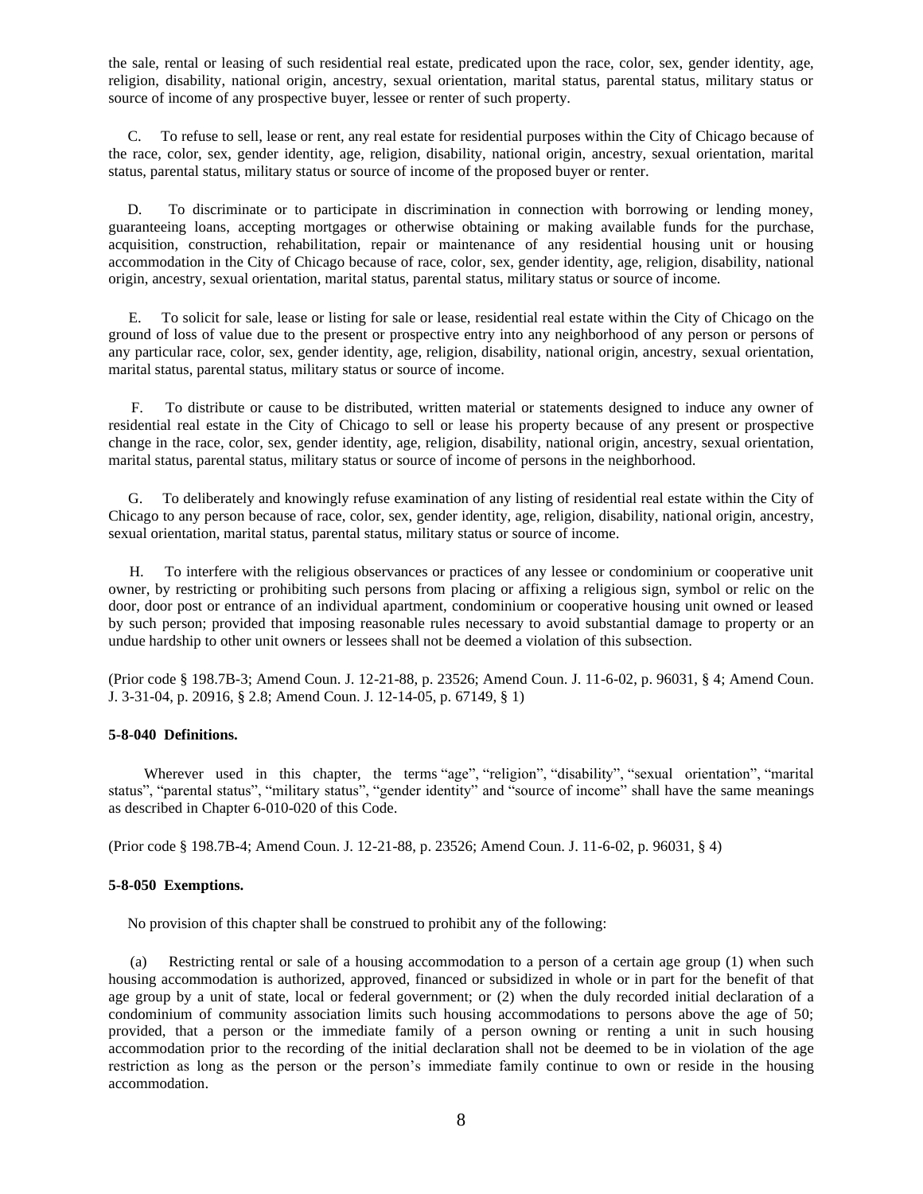the sale, rental or leasing of such residential real estate, predicated upon the race, color, sex, gender identity, age, religion, disability, national origin, ancestry, sexual orientation, marital status, parental status, military status or source of income of any prospective buyer, lessee or renter of such property.

C. To refuse to sell, lease or rent, any real estate for residential purposes within the City of Chicago because of the race, color, sex, gender identity, age, religion, disability, national origin, ancestry, sexual orientation, marital status, parental status, military status or source of income of the proposed buyer or renter.

D. To discriminate or to participate in discrimination in connection with borrowing or lending money, guaranteeing loans, accepting mortgages or otherwise obtaining or making available funds for the purchase, acquisition, construction, rehabilitation, repair or maintenance of any residential housing unit or housing accommodation in the City of Chicago because of race, color, sex, gender identity, age, religion, disability, national origin, ancestry, sexual orientation, marital status, parental status, military status or source of income.

E. To solicit for sale, lease or listing for sale or lease, residential real estate within the City of Chicago on the ground of loss of value due to the present or prospective entry into any neighborhood of any person or persons of any particular race, color, sex, gender identity, age, religion, disability, national origin, ancestry, sexual orientation, marital status, parental status, military status or source of income.

F. To distribute or cause to be distributed, written material or statements designed to induce any owner of residential real estate in the City of Chicago to sell or lease his property because of any present or prospective change in the race, color, sex, gender identity, age, religion, disability, national origin, ancestry, sexual orientation, marital status, parental status, military status or source of income of persons in the neighborhood.

G. To deliberately and knowingly refuse examination of any listing of residential real estate within the City of Chicago to any person because of race, color, sex, gender identity, age, religion, disability, national origin, ancestry, sexual orientation, marital status, parental status, military status or source of income.

H. To interfere with the religious observances or practices of any lessee or condominium or cooperative unit owner, by restricting or prohibiting such persons from placing or affixing a religious sign, symbol or relic on the door, door post or entrance of an individual apartment, condominium or cooperative housing unit owned or leased by such person; provided that imposing reasonable rules necessary to avoid substantial damage to property or an undue hardship to other unit owners or lessees shall not be deemed a violation of this subsection.

(Prior code § 198.7B-3; Amend Coun. J. 12-21-88, p. 23526; Amend Coun. J. 11-6-02, p. 96031, § 4; Amend Coun. J. 3-31-04, p. 20916, § 2.8; Amend Coun. J. 12-14-05, p. 67149, § 1)

**5-8-040 Definitions.**

Wherever used in this chapter, the terms "age", "religion", "disability", "sexual orientation", "marital status", "parental status", "military status", "gender identity" and "source of income" shall have the same meanings as described in Chapter 6-010-020 of this Code.

(Prior code § 198.7B-4; Amend Coun. J. 12-21-88, p. 23526; Amend Coun. J. 11-6-02, p. 96031, § 4)

**5-8-050 Exemptions.**

No provision of this chapter shall be construed to prohibit any of the following:

(a) Restricting rental or sale of a housing accommodation to a person of a certain age group (1) when such housing accommodation is authorized, approved, financed or subsidized in whole or in part for the benefit of that age group by a unit of state, local or federal government; or (2) when the duly recorded initial declaration of a condominium of community association limits such housing accommodations to persons above the age of 50; provided, that a person or the immediate family of a person owning or renting a unit in such housing accommodation prior to the recording of the initial declaration shall not be deemed to be in violation of the age restriction as long as the person or the person's immediate family continue to own or reside in the housing accommodation.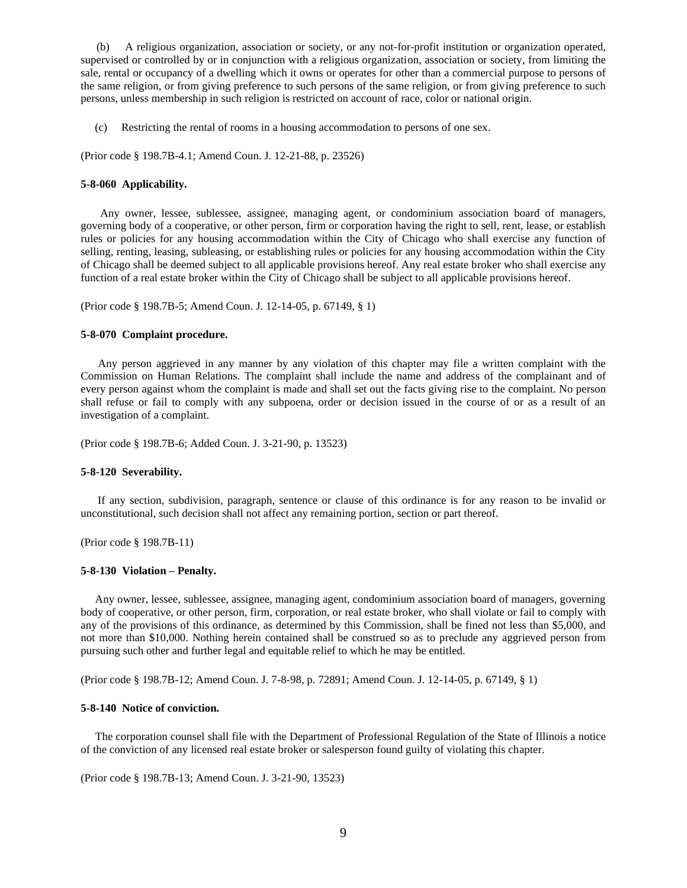(b) A religious organization, association or society, or any not-for-profit institution or organization operated, supervised or controlled by or in conjunction with a religious organization, association or society, from limiting the sale, rental or occupancy of a dwelling which it owns or operates for other than a commercial purpose to persons of the same religion, or from giving preference to such persons of the same religion, or from giving preference to such persons, unless membership in such religion is restricted on account of race, color or national origin.

(c) Restricting the rental of rooms in a housing accommodation to persons of one sex.

(Prior code § 198.7B-4.1; Amend Coun. J. 12-21-88, p. 23526)

**5-8-060 Applicability.**

Any owner, lessee, sublessee, assignee, managing agent, or condominium association board of managers, governing body of a cooperative, or other person, firm or corporation having the right to sell, rent, lease, or establish rules or policies for any housing accommodation within the City of Chicago who shall exercise any function of selling, renting, leasing, subleasing, or establishing rules or policies for any housing accommodation within the City of Chicago shall be deemed subject to all applicable provisions hereof. Any real estate broker who shall exercise any function of a real estate broker within the City of Chicago shall be subject to all applicable provisions hereof.

(Prior code § 198.7B-5; Amend Coun. J. 12-14-05, p. 67149, § 1)

**5-8-070 Complaint procedure.**

Any person aggrieved in any manner by any violation of this chapter may file a written complaint with the Commission on Human Relations. The complaint shall include the name and address of the complainant and of every person against whom the complaint is made and shall set out the facts giving rise to the complaint. No person shall refuse or fail to comply with any subpoena, order or decision issued in the course of or as a result of an investigation of a complaint.

(Prior code § 198.7B-6; Added Coun. J. 3-21-90, p. 13523)

**5-8-120 Severability.**

If any section, subdivision, paragraph, sentence or clause of this ordinance is for any reason to be invalid or unconstitutional, such decision shall not affect any remaining portion, section or part thereof.

(Prior code § 198.7B-11)

**5-8-130 Violation – Penalty.**

Any owner, lessee, sublessee, assignee, managing agent, condominium association board of managers, governing body of cooperative, or other person, firm, corporation, or real estate broker, who shall violate or fail to comply with any of the provisions of this ordinance, as determined by this Commission, shall be fined not less than $5,000, and not more than $10,000. Nothing herein contained shall be construed so as to preclude any aggrieved person from pursuing such other and further legal and equitable relief to which he may be entitled.

(Prior code § 198.7B-12; Amend Coun. J. 7-8-98, p. 72891; Amend Coun. J. 12-14-05, p. 67149, § 1)

**5-8-140 Notice of conviction.**

The corporation counsel shall file with the Department of Professional Regulation of the State of Illinois a notice of the conviction of any licensed real estate broker or salesperson found guilty of violating this chapter.

(Prior code § 198.7B-13; Amend Coun. J. 3-21-90, 13523)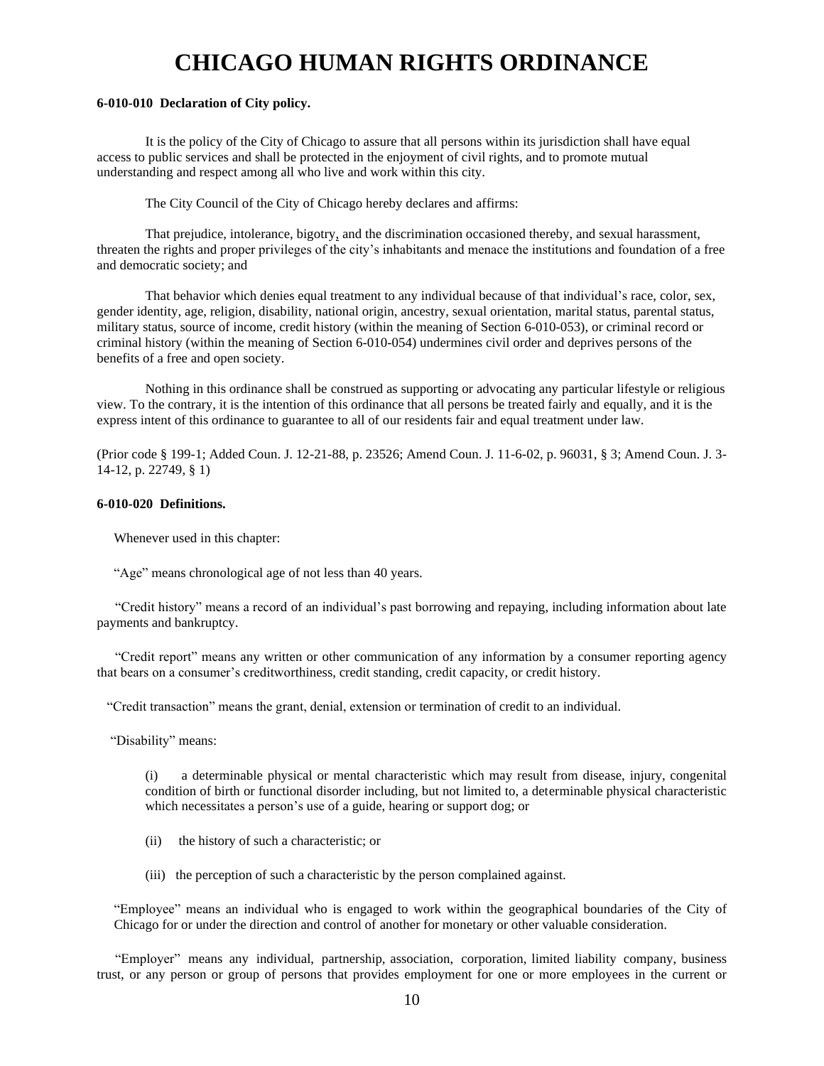# CHICAGO HUMAN RIGHTS ORDINANCE

**6-010-010 Declaration of City policy.**

It is the policy of the City of Chicago to assure that all persons within its jurisdiction shall have equal access to public services and shall be protected in the enjoyment of civil rights, and to promote mutual understanding and respect among all who live and work within this city.

The City Council of the City of Chicago hereby declares and affirms:

That prejudice, intolerance, bigotry, and the discrimination occasioned thereby, and sexual harassment, threaten the rights and proper privileges of the city's inhabitants and menace the institutions and foundation of a free and democratic society; and

That behavior which denies equal treatment to any individual because of that individual's race, color, sex, gender identity, age, religion, disability, national origin, ancestry, sexual orientation, marital status, parental status, military status, source of income, credit history (within the meaning of Section 6-010-053), or criminal record or criminal history (within the meaning of Section 6-010-054) undermines civil order and deprives persons of the benefits of a free and open society.

Nothing in this ordinance shall be construed as supporting or advocating any particular lifestyle or religious view. To the contrary, it is the intention of this ordinance that all persons be treated fairly and equally, and it is the express intent of this ordinance to guarantee to all of our residents fair and equal treatment under law.

(Prior code § 199-1; Added Coun. J. 12-21-88, p. 23526; Amend Coun. J. 11-6-02, p. 96031, § 3; Amend Coun. J. 3-14-12, p. 22749, § 1)

**6-010-020 Definitions.**

Whenever used in this chapter:

"Age" means chronological age of not less than 40 years.

"Credit history" means a record of an individual's past borrowing and repaying, including information about late payments and bankruptcy.

"Credit report" means any written or other communication of any information by a consumer reporting agency that bears on a consumer's creditworthiness, credit standing, credit capacity, or credit history.

"Credit transaction" means the grant, denial, extension or termination of credit to an individual.

"Disability" means:

(i) a determinable physical or mental characteristic which may result from disease, injury, congenital condition of birth or functional disorder including, but not limited to, a determinable physical characteristic which necessitates a person's use of a guide, hearing or support dog; or

(ii) the history of such a characteristic; or

(iii) the perception of such a characteristic by the person complained against.

"Employee" means an individual who is engaged to work within the geographical boundaries of the City of Chicago for or under the direction and control of another for monetary or other valuable consideration.

"Employer" means any individual, partnership, association, corporation, limited liability company, business trust, or any person or group of persons that provides employment for one or more employees in the current or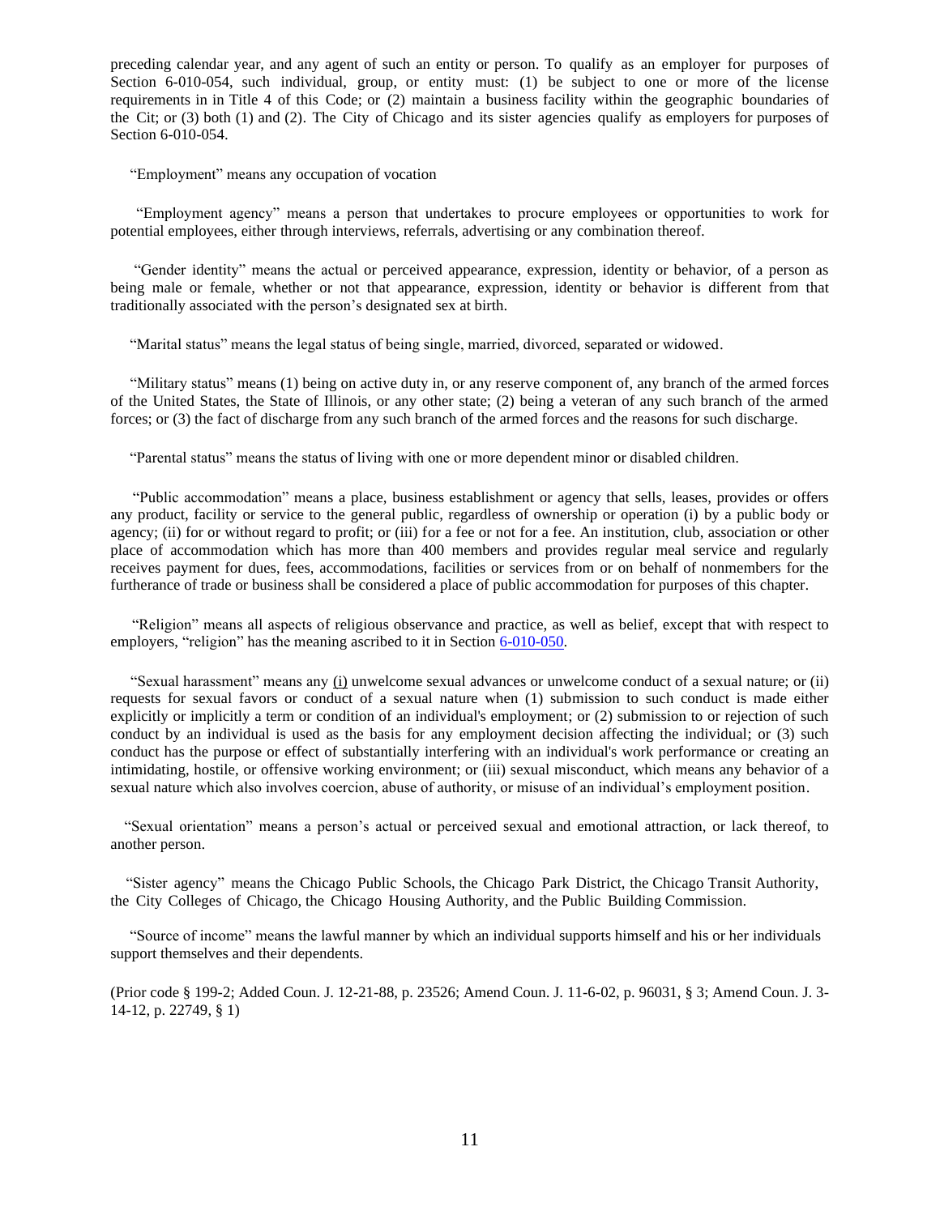preceding calendar year, and any agent of such an entity or person. To qualify as an employer for purposes of Section 6-010-054, such individual, group, or entity must: (1) be subject to one or more of the license requirements in in Title 4 of this Code; or (2) maintain a business facility within the geographic boundaries of the Cit; or (3) both (1) and (2). The City of Chicago and its sister agencies qualify as employers for purposes of Section 6-010-054.

"Employment" means any occupation of vocation

"Employment agency" means a person that undertakes to procure employees or opportunities to work for potential employees, either through interviews, referrals, advertising or any combination thereof.

"Gender identity" means the actual or perceived appearance, expression, identity or behavior, of a person as being male or female, whether or not that appearance, expression, identity or behavior is different from that traditionally associated with the person's designated sex at birth.

"Marital status" means the legal status of being single, married, divorced, separated or widowed.

"Military status" means (1) being on active duty in, or any reserve component of, any branch of the armed forces of the United States, the State of Illinois, or any other state; (2) being a veteran of any such branch of the armed forces; or (3) the fact of discharge from any such branch of the armed forces and the reasons for such discharge.

"Parental status" means the status of living with one or more dependent minor or disabled children.

"Public accommodation" means a place, business establishment or agency that sells, leases, provides or offers any product, facility or service to the general public, regardless of ownership or operation (i) by a public body or agency; (ii) for or without regard to profit; or (iii) for a fee or not for a fee. An institution, club, association or other place of accommodation which has more than 400 members and provides regular meal service and regularly receives payment for dues, fees, accommodations, facilities or services from or on behalf of nonmembers for the furtherance of trade or business shall be considered a place of public accommodation for purposes of this chapter.

"Religion" means all aspects of religious observance and practice, as well as belief, except that with respect to employers, "religion" has the meaning ascribed to it in Section 6-010-050.

"Sexual harassment" means any (i) unwelcome sexual advances or unwelcome conduct of a sexual nature; or (ii) requests for sexual favors or conduct of a sexual nature when (1) submission to such conduct is made either explicitly or implicitly a term or condition of an individual's employment; or (2) submission to or rejection of such conduct by an individual is used as the basis for any employment decision affecting the individual; or (3) such conduct has the purpose or effect of substantially interfering with an individual's work performance or creating an intimidating, hostile, or offensive working environment; or (iii) sexual misconduct, which means any behavior of a sexual nature which also involves coercion, abuse of authority, or misuse of an individual's employment position.

"Sexual orientation" means a person's actual or perceived sexual and emotional attraction, or lack thereof, to another person.

"Sister agency" means the Chicago Public Schools, the Chicago Park District, the Chicago Transit Authority, the City Colleges of Chicago, the Chicago Housing Authority, and the Public Building Commission.

"Source of income" means the lawful manner by which an individual supports himself and his or her individuals support themselves and their dependents.

(Prior code § 199-2; Added Coun. J. 12-21-88, p. 23526; Amend Coun. J. 11-6-02, p. 96031, § 3; Amend Coun. J. 3-14-12, p. 22749, § 1)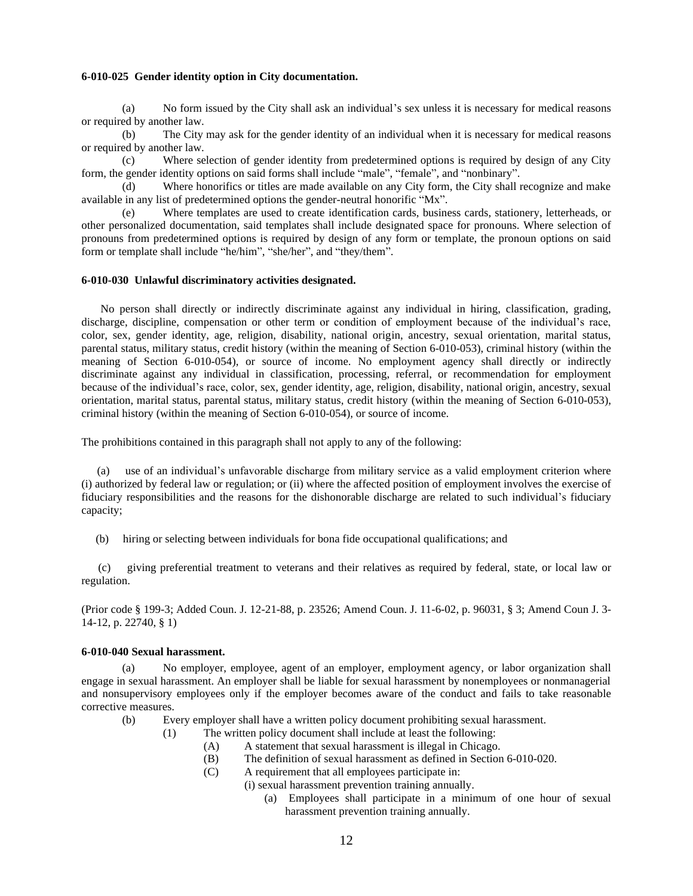**6-010-025 Gender identity option in City documentation.**

(a) No form issued by the City shall ask an individual's sex unless it is necessary for medical reasons or required by another law.

(b) The City may ask for the gender identity of an individual when it is necessary for medical reasons or required by another law.

(c) Where selection of gender identity from predetermined options is required by design of any City form, the gender identity options on said forms shall include "male", "female", and "nonbinary".

(d) Where honorifics or titles are made available on any City form, the City shall recognize and make available in any list of predetermined options the gender-neutral honorific "Mx".

(e) Where templates are used to create identification cards, business cards, stationery, letterheads, or other personalized documentation, said templates shall include designated space for pronouns. Where selection of pronouns from predetermined options is required by design of any form or template, the pronoun options on said form or template shall include "he/him", "she/her", and "they/them".

**6-010-030 Unlawful discriminatory activities designated.**

No person shall directly or indirectly discriminate against any individual in hiring, classification, grading, discharge, discipline, compensation or other term or condition of employment because of the individual's race, color, sex, gender identity, age, religion, disability, national origin, ancestry, sexual orientation, marital status, parental status, military status, credit history (within the meaning of Section 6-010-053), criminal history (within the meaning of Section 6-010-054), or source of income. No employment agency shall directly or indirectly discriminate against any individual in classification, processing, referral, or recommendation for employment because of the individual's race, color, sex, gender identity, age, religion, disability, national origin, ancestry, sexual orientation, marital status, parental status, military status, credit history (within the meaning of Section 6-010-053), criminal history (within the meaning of Section 6-010-054), or source of income.

The prohibitions contained in this paragraph shall not apply to any of the following:

(a) use of an individual's unfavorable discharge from military service as a valid employment criterion where (i) authorized by federal law or regulation; or (ii) where the affected position of employment involves the exercise of fiduciary responsibilities and the reasons for the dishonorable discharge are related to such individual's fiduciary capacity;

(b) hiring or selecting between individuals for bona fide occupational qualifications; and

(c) giving preferential treatment to veterans and their relatives as required by federal, state, or local law or regulation.

(Prior code § 199-3; Added Coun. J. 12-21-88, p. 23526; Amend Coun. J. 11-6-02, p. 96031, § 3; Amend Coun J. 3-14-12, p. 22740, § 1)

**6-010-040 Sexual harassment.**

(a) No employer, employee, agent of an employer, employment agency, or labor organization shall engage in sexual harassment. An employer shall be liable for sexual harassment by nonemployees or nonmanagerial and nonsupervisory employees only if the employer becomes aware of the conduct and fails to take reasonable corrective measures.

(b) Every employer shall have a written policy document prohibiting sexual harassment.

- (1) The written policy document shall include at least the following:
  - (A) A statement that sexual harassment is illegal in Chicago.
  - (B) The definition of sexual harassment as defined in Section 6-010-020.
  - (C) A requirement that all employees participate in:
    - (i) sexual harassment prevention training annually.
      - (a) Employees shall participate in a minimum of one hour of sexual harassment prevention training annually.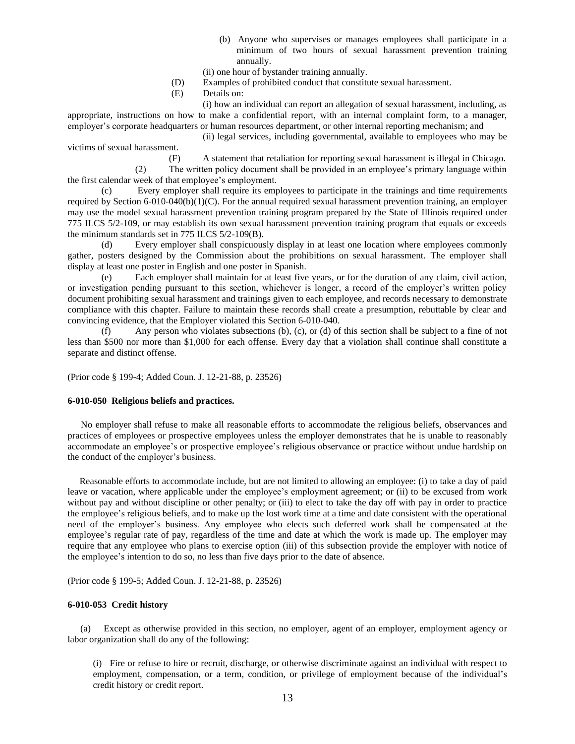(b) Anyone who supervises or manages employees shall participate in a minimum of two hours of sexual harassment prevention training annually.

(ii) one hour of bystander training annually.

(D) Examples of prohibited conduct that constitute sexual harassment.

(E) Details on:

(i) how an individual can report an allegation of sexual harassment, including, as appropriate, instructions on how to make a confidential report, with an internal complaint form, to a manager, employer's corporate headquarters or human resources department, or other internal reporting mechanism; and

(ii) legal services, including governmental, available to employees who may be victims of sexual harassment.

(F) A statement that retaliation for reporting sexual harassment is illegal in Chicago.

(2) The written policy document shall be provided in an employee's primary language within the first calendar week of that employee's employment.

(c) Every employer shall require its employees to participate in the trainings and time requirements required by Section 6-010-040(b)(1)(C). For the annual required sexual harassment prevention training, an employer may use the model sexual harassment prevention training program prepared by the State of Illinois required under 775 ILCS 5/2-109, or may establish its own sexual harassment prevention training program that equals or exceeds the minimum standards set in 775 ILCS 5/2-109(B).

(d) Every employer shall conspicuously display in at least one location where employees commonly gather, posters designed by the Commission about the prohibitions on sexual harassment. The employer shall display at least one poster in English and one poster in Spanish.

(e) Each employer shall maintain for at least five years, or for the duration of any claim, civil action, or investigation pending pursuant to this section, whichever is longer, a record of the employer's written policy document prohibiting sexual harassment and trainings given to each employee, and records necessary to demonstrate compliance with this chapter. Failure to maintain these records shall create a presumption, rebuttable by clear and convincing evidence, that the Employer violated this Section 6-010-040.

(f) Any person who violates subsections (b), (c), or (d) of this section shall be subject to a fine of not less than $500 nor more than $1,000 for each offense. Every day that a violation shall continue shall constitute a separate and distinct offense.

(Prior code § 199-4; Added Coun. J. 12-21-88, p. 23526)

**6-010-050 Religious beliefs and practices.**

No employer shall refuse to make all reasonable efforts to accommodate the religious beliefs, observances and practices of employees or prospective employees unless the employer demonstrates that he is unable to reasonably accommodate an employee's or prospective employee's religious observance or practice without undue hardship on the conduct of the employer's business.

Reasonable efforts to accommodate include, but are not limited to allowing an employee: (i) to take a day of paid leave or vacation, where applicable under the employee's employment agreement; or (ii) to be excused from work without pay and without discipline or other penalty; or (iii) to elect to take the day off with pay in order to practice the employee's religious beliefs, and to make up the lost work time at a time and date consistent with the operational need of the employer's business. Any employee who elects such deferred work shall be compensated at the employee's regular rate of pay, regardless of the time and date at which the work is made up. The employer may require that any employee who plans to exercise option (iii) of this subsection provide the employer with notice of the employee's intention to do so, no less than five days prior to the date of absence.

(Prior code § 199-5; Added Coun. J. 12-21-88, p. 23526)

**6-010-053 Credit history**

(a) Except as otherwise provided in this section, no employer, agent of an employer, employment agency or labor organization shall do any of the following:

(i) Fire or refuse to hire or recruit, discharge, or otherwise discriminate against an individual with respect to employment, compensation, or a term, condition, or privilege of employment because of the individual's credit history or credit report.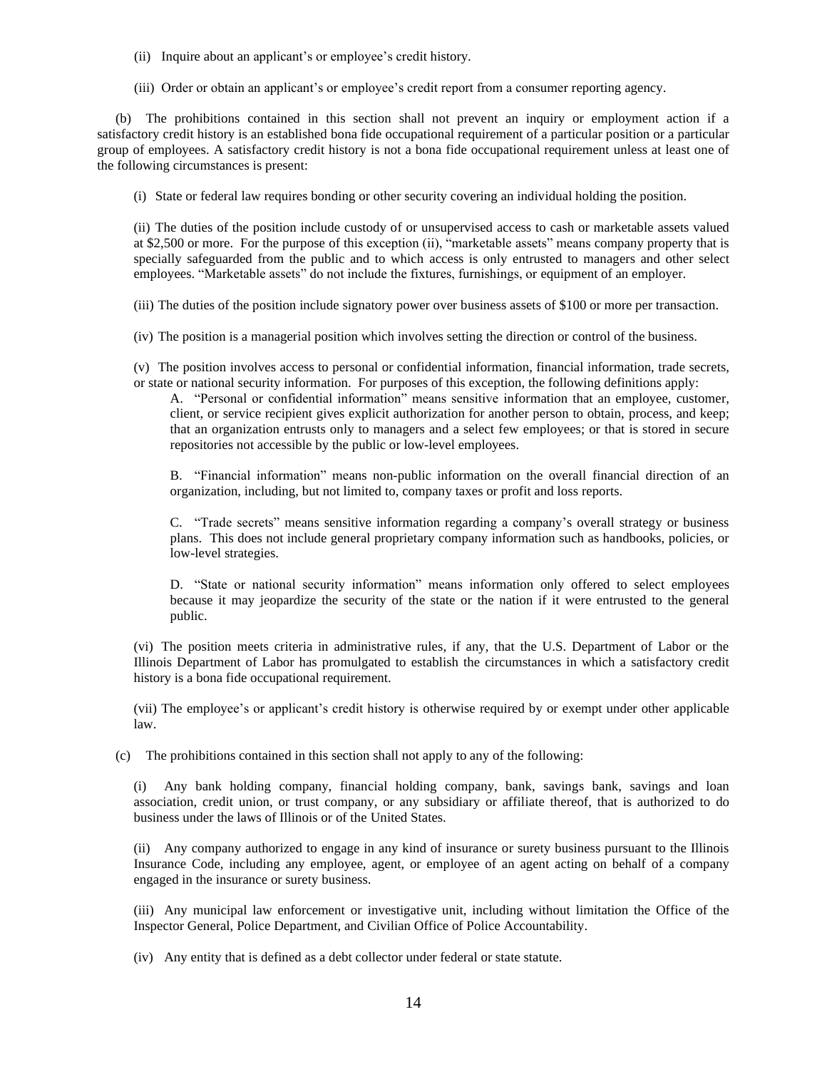(ii) Inquire about an applicant's or employee's credit history.

(iii) Order or obtain an applicant's or employee's credit report from a consumer reporting agency.

(b) The prohibitions contained in this section shall not prevent an inquiry or employment action if a satisfactory credit history is an established bona fide occupational requirement of a particular position or a particular group of employees. A satisfactory credit history is not a bona fide occupational requirement unless at least one of the following circumstances is present:

(i) State or federal law requires bonding or other security covering an individual holding the position.

(ii) The duties of the position include custody of or unsupervised access to cash or marketable assets valued at $2,500 or more. For the purpose of this exception (ii), "marketable assets" means company property that is specially safeguarded from the public and to which access is only entrusted to managers and other select employees. "Marketable assets" do not include the fixtures, furnishings, or equipment of an employer.

(iii) The duties of the position include signatory power over business assets of $100 or more per transaction.

(iv) The position is a managerial position which involves setting the direction or control of the business.

(v) The position involves access to personal or confidential information, financial information, trade secrets, or state or national security information. For purposes of this exception, the following definitions apply:

A. "Personal or confidential information" means sensitive information that an employee, customer, client, or service recipient gives explicit authorization for another person to obtain, process, and keep; that an organization entrusts only to managers and a select few employees; or that is stored in secure repositories not accessible by the public or low-level employees.

B. "Financial information" means non-public information on the overall financial direction of an organization, including, but not limited to, company taxes or profit and loss reports.

C. "Trade secrets" means sensitive information regarding a company's overall strategy or business plans. This does not include general proprietary company information such as handbooks, policies, or low-level strategies.

D. "State or national security information" means information only offered to select employees because it may jeopardize the security of the state or the nation if it were entrusted to the general public.

(vi) The position meets criteria in administrative rules, if any, that the U.S. Department of Labor or the Illinois Department of Labor has promulgated to establish the circumstances in which a satisfactory credit history is a bona fide occupational requirement.

(vii) The employee's or applicant's credit history is otherwise required by or exempt under other applicable law.

(c) The prohibitions contained in this section shall not apply to any of the following:

(i) Any bank holding company, financial holding company, bank, savings bank, savings and loan association, credit union, or trust company, or any subsidiary or affiliate thereof, that is authorized to do business under the laws of Illinois or of the United States.

(ii) Any company authorized to engage in any kind of insurance or surety business pursuant to the Illinois Insurance Code, including any employee, agent, or employee of an agent acting on behalf of a company engaged in the insurance or surety business.

(iii) Any municipal law enforcement or investigative unit, including without limitation the Office of the Inspector General, Police Department, and Civilian Office of Police Accountability.

(iv) Any entity that is defined as a debt collector under federal or state statute.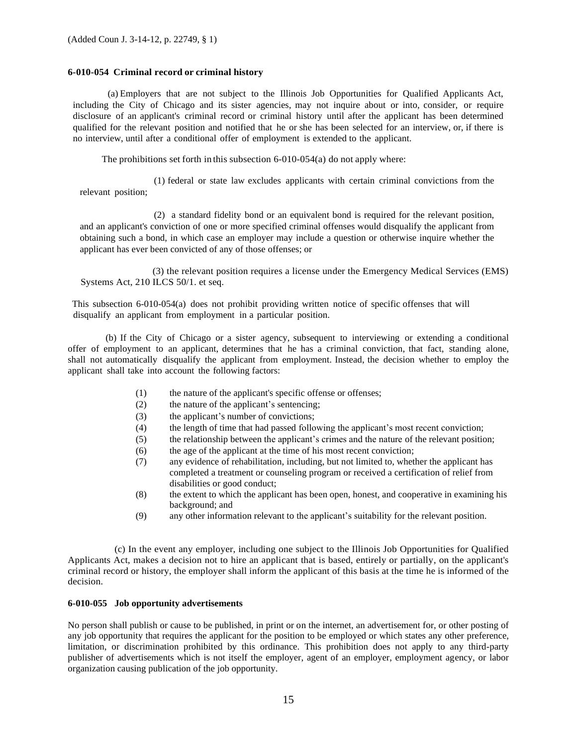(Added Coun J. 3-14-12, p. 22749, § 1)

**6-010-054 Criminal record or criminal history**

(a) Employers that are not subject to the Illinois Job Opportunities for Qualified Applicants Act, including the City of Chicago and its sister agencies, may not inquire about or into, consider, or require disclosure of an applicant's criminal record or criminal history until after the applicant has been determined qualified for the relevant position and notified that he or she has been selected for an interview, or, if there is no interview, until after a conditional offer of employment is extended to the applicant.

The prohibitions set forth in this subsection 6-010-054(a) do not apply where:

(1) federal or state law excludes applicants with certain criminal convictions from the relevant position;

(2) a standard fidelity bond or an equivalent bond is required for the relevant position, and an applicant's conviction of one or more specified criminal offenses would disqualify the applicant from obtaining such a bond, in which case an employer may include a question or otherwise inquire whether the applicant has ever been convicted of any of those offenses; or

(3) the relevant position requires a license under the Emergency Medical Services (EMS) Systems Act, 210 ILCS 50/1. et seq.

This subsection 6-010-054(a) does not prohibit providing written notice of specific offenses that will disqualify an applicant from employment in a particular position.

(b) If the City of Chicago or a sister agency, subsequent to interviewing or extending a conditional offer of employment to an applicant, determines that he has a criminal conviction, that fact, standing alone, shall not automatically disqualify the applicant from employment. Instead, the decision whether to employ the applicant shall take into account the following factors:

(1) the nature of the applicant's specific offense or offenses;
(2) the nature of the applicant's sentencing;
(3) the applicant's number of convictions;
(4) the length of time that had passed following the applicant's most recent conviction;
(5) the relationship between the applicant's crimes and the nature of the relevant position;
(6) the age of the applicant at the time of his most recent conviction;
(7) any evidence of rehabilitation, including, but not limited to, whether the applicant has completed a treatment or counseling program or received a certification of relief from disabilities or good conduct;
(8) the extent to which the applicant has been open, honest, and cooperative in examining his background; and
(9) any other information relevant to the applicant's suitability for the relevant position.

(c) In the event any employer, including one subject to the Illinois Job Opportunities for Qualified Applicants Act, makes a decision not to hire an applicant that is based, entirely or partially, on the applicant's criminal record or history, the employer shall inform the applicant of this basis at the time he is informed of the decision.

**6-010-055 Job opportunity advertisements**

No person shall publish or cause to be published, in print or on the internet, an advertisement for, or other posting of any job opportunity that requires the applicant for the position to be employed or which states any other preference, limitation, or discrimination prohibited by this ordinance. This prohibition does not apply to any third-party publisher of advertisements which is not itself the employer, agent of an employer, employment agency, or labor organization causing publication of the job opportunity.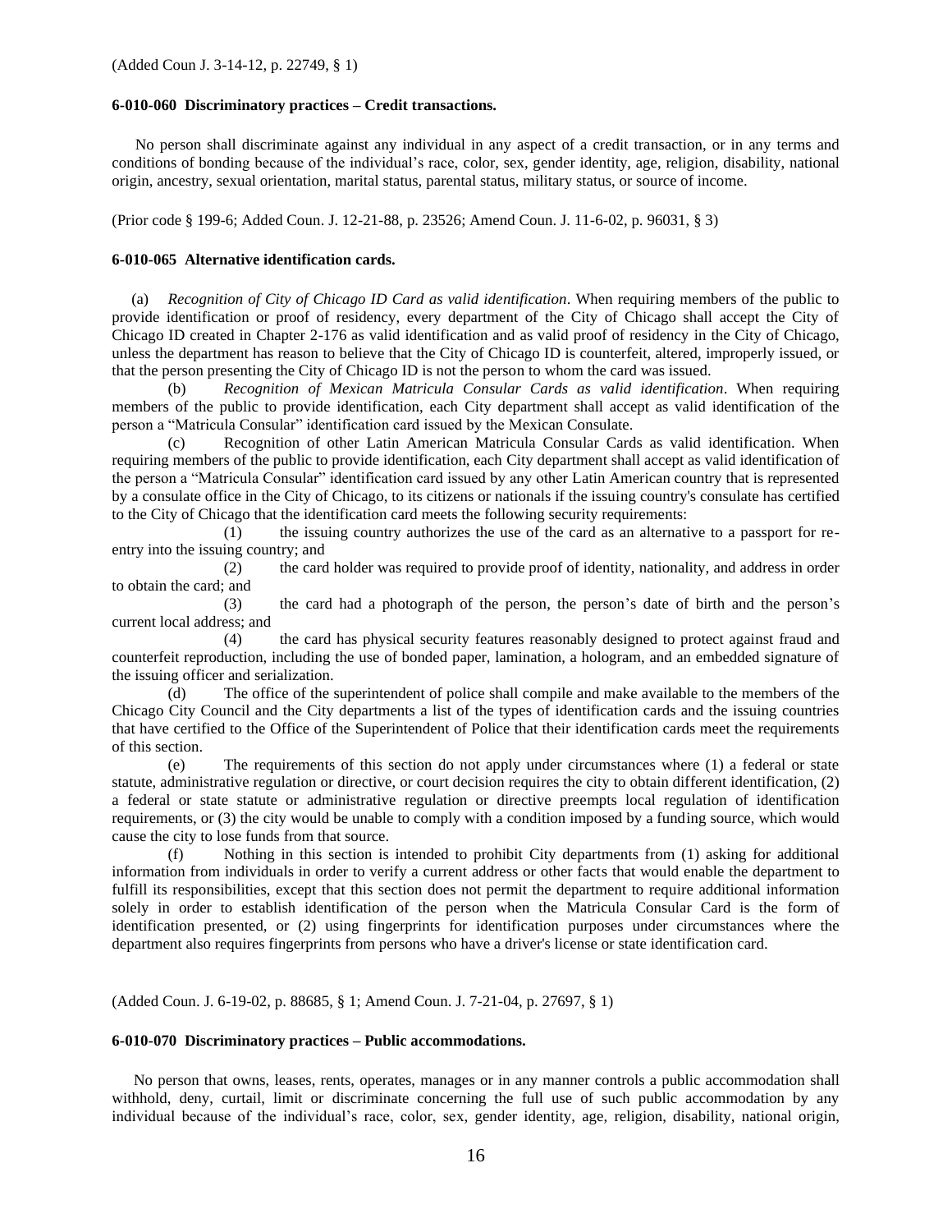(Added Coun J. 3-14-12, p. 22749, § 1)

**6-010-060 Discriminatory practices – Credit transactions.**

No person shall discriminate against any individual in any aspect of a credit transaction, or in any terms and conditions of bonding because of the individual's race, color, sex, gender identity, age, religion, disability, national origin, ancestry, sexual orientation, marital status, parental status, military status, or source of income.

(Prior code § 199-6; Added Coun. J. 12-21-88, p. 23526; Amend Coun. J. 11-6-02, p. 96031, § 3)

**6-010-065 Alternative identification cards.**

(a) *Recognition of City of Chicago ID Card as valid identification*. When requiring members of the public to provide identification or proof of residency, every department of the City of Chicago shall accept the City of Chicago ID created in Chapter 2-176 as valid identification and as valid proof of residency in the City of Chicago, unless the department has reason to believe that the City of Chicago ID is counterfeit, altered, improperly issued, or that the person presenting the City of Chicago ID is not the person to whom the card was issued.

(b) *Recognition of Mexican Matricula Consular Cards as valid identification*. When requiring members of the public to provide identification, each City department shall accept as valid identification of the person a "Matricula Consular" identification card issued by the Mexican Consulate.

(c) Recognition of other Latin American Matricula Consular Cards as valid identification. When requiring members of the public to provide identification, each City department shall accept as valid identification of the person a "Matricula Consular" identification card issued by any other Latin American country that is represented by a consulate office in the City of Chicago, to its citizens or nationals if the issuing country's consulate has certified to the City of Chicago that the identification card meets the following security requirements:

(1) the issuing country authorizes the use of the card as an alternative to a passport for re-entry into the issuing country; and

(2) the card holder was required to provide proof of identity, nationality, and address in order to obtain the card; and

(3) the card had a photograph of the person, the person's date of birth and the person's current local address; and

(4) the card has physical security features reasonably designed to protect against fraud and counterfeit reproduction, including the use of bonded paper, lamination, a hologram, and an embedded signature of the issuing officer and serialization.

(d) The office of the superintendent of police shall compile and make available to the members of the Chicago City Council and the City departments a list of the types of identification cards and the issuing countries that have certified to the Office of the Superintendent of Police that their identification cards meet the requirements of this section.

(e) The requirements of this section do not apply under circumstances where (1) a federal or state statute, administrative regulation or directive, or court decision requires the city to obtain different identification, (2) a federal or state statute or administrative regulation or directive preempts local regulation of identification requirements, or (3) the city would be unable to comply with a condition imposed by a funding source, which would cause the city to lose funds from that source.

(f) Nothing in this section is intended to prohibit City departments from (1) asking for additional information from individuals in order to verify a current address or other facts that would enable the department to fulfill its responsibilities, except that this section does not permit the department to require additional information solely in order to establish identification of the person when the Matricula Consular Card is the form of identification presented, or (2) using fingerprints for identification purposes under circumstances where the department also requires fingerprints from persons who have a driver's license or state identification card.

(Added Coun. J. 6-19-02, p. 88685, § 1; Amend Coun. J. 7-21-04, p. 27697, § 1)

**6-010-070 Discriminatory practices – Public accommodations.**

No person that owns, leases, rents, operates, manages or in any manner controls a public accommodation shall withhold, deny, curtail, limit or discriminate concerning the full use of such public accommodation by any individual because of the individual's race, color, sex, gender identity, age, religion, disability, national origin,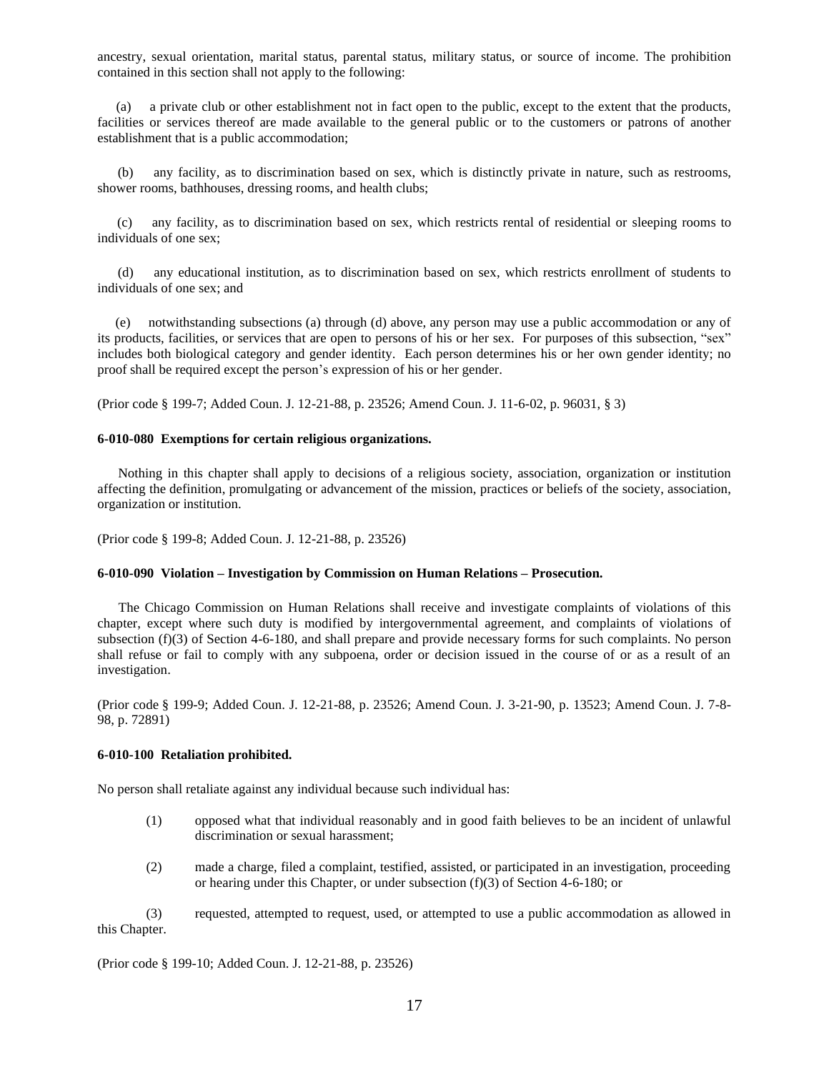ancestry, sexual orientation, marital status, parental status, military status, or source of income. The prohibition contained in this section shall not apply to the following:

(a) a private club or other establishment not in fact open to the public, except to the extent that the products, facilities or services thereof are made available to the general public or to the customers or patrons of another establishment that is a public accommodation;

(b) any facility, as to discrimination based on sex, which is distinctly private in nature, such as restrooms, shower rooms, bathhouses, dressing rooms, and health clubs;

(c) any facility, as to discrimination based on sex, which restricts rental of residential or sleeping rooms to individuals of one sex;

(d) any educational institution, as to discrimination based on sex, which restricts enrollment of students to individuals of one sex; and

(e) notwithstanding subsections (a) through (d) above, any person may use a public accommodation or any of its products, facilities, or services that are open to persons of his or her sex. For purposes of this subsection, "sex" includes both biological category and gender identity. Each person determines his or her own gender identity; no proof shall be required except the person's expression of his or her gender.

(Prior code § 199-7; Added Coun. J. 12-21-88, p. 23526; Amend Coun. J. 11-6-02, p. 96031, § 3)

**6-010-080 Exemptions for certain religious organizations.**

Nothing in this chapter shall apply to decisions of a religious society, association, organization or institution affecting the definition, promulgating or advancement of the mission, practices or beliefs of the society, association, organization or institution.

(Prior code § 199-8; Added Coun. J. 12-21-88, p. 23526)

**6-010-090 Violation – Investigation by Commission on Human Relations – Prosecution.**

The Chicago Commission on Human Relations shall receive and investigate complaints of violations of this chapter, except where such duty is modified by intergovernmental agreement, and complaints of violations of subsection (f)(3) of Section 4-6-180, and shall prepare and provide necessary forms for such complaints. No person shall refuse or fail to comply with any subpoena, order or decision issued in the course of or as a result of an investigation.

(Prior code § 199-9; Added Coun. J. 12-21-88, p. 23526; Amend Coun. J. 3-21-90, p. 13523; Amend Coun. J. 7-8-98, p. 72891)

**6-010-100 Retaliation prohibited.**

No person shall retaliate against any individual because such individual has:

(1) opposed what that individual reasonably and in good faith believes to be an incident of unlawful discrimination or sexual harassment;

(2) made a charge, filed a complaint, testified, assisted, or participated in an investigation, proceeding or hearing under this Chapter, or under subsection (f)(3) of Section 4-6-180; or

(3) requested, attempted to request, used, or attempted to use a public accommodation as allowed in this Chapter.

(Prior code § 199-10; Added Coun. J. 12-21-88, p. 23526)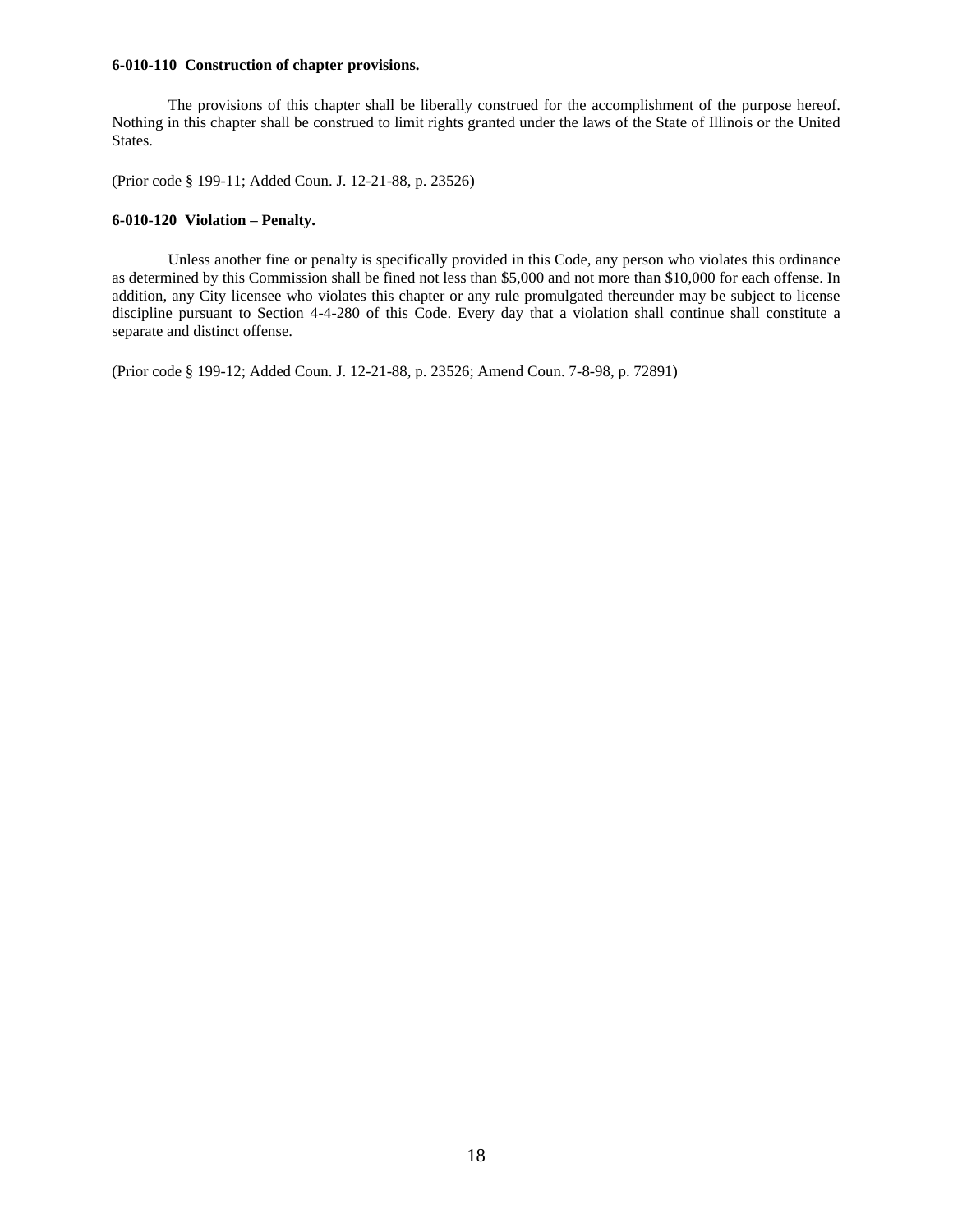**6-010-110 Construction of chapter provisions.**

The provisions of this chapter shall be liberally construed for the accomplishment of the purpose hereof. Nothing in this chapter shall be construed to limit rights granted under the laws of the State of Illinois or the United States.

(Prior code § 199-11; Added Coun. J. 12-21-88, p. 23526)

**6-010-120 Violation – Penalty.**

Unless another fine or penalty is specifically provided in this Code, any person who violates this ordinance as determined by this Commission shall be fined not less than $5,000 and not more than $10,000 for each offense. In addition, any City licensee who violates this chapter or any rule promulgated thereunder may be subject to license discipline pursuant to Section 4-4-280 of this Code. Every day that a violation shall continue shall constitute a separate and distinct offense.

(Prior code § 199-12; Added Coun. J. 12-21-88, p. 23526; Amend Coun. 7-8-98, p. 72891)